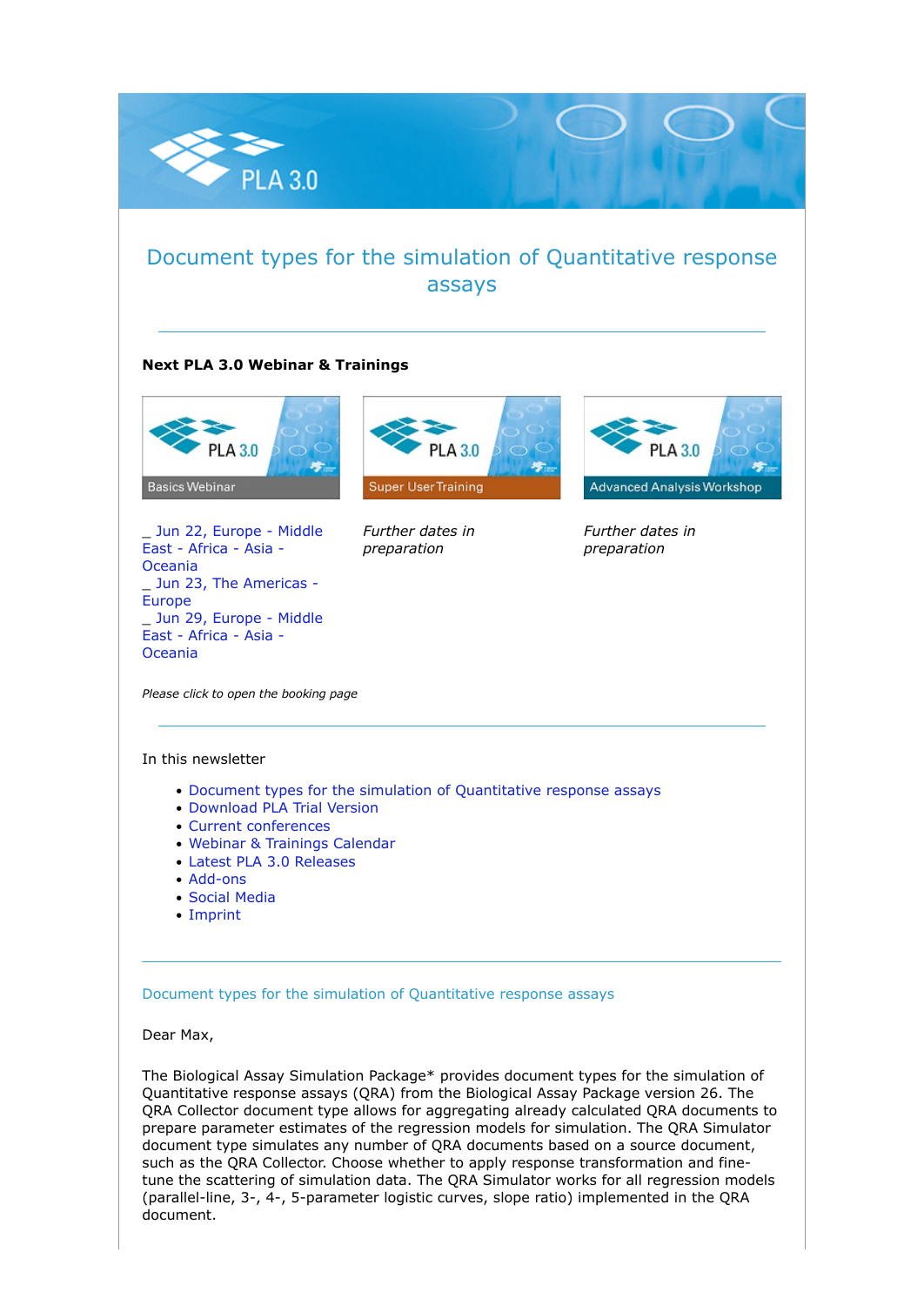PLA 3.0

# Document types for the simulation of Quantitative response assays

---

**Next PLA 3.0 Webinar & Trainings**

| PLA 3.0 Basics Webinar | PLA 3.0 Super User Training | PLA 3.0 Advanced Analysis Workshop |
| --- | --- | --- |
| _ Jun 22, Europe - Middle East - Africa - Asia - Oceania<br>_ Jun 23, The Americas - Europe<br>_ Jun 29, Europe - Middle East - Africa - Asia - Oceania | *Further dates in preparation* | *Further dates in preparation* |

*Please click to open the booking page*

---

In this newsletter

- Document types for the simulation of Quantitative response assays
- Download PLA Trial Version
- Current conferences
- Webinar & Trainings Calendar
- Latest PLA 3.0 Releases
- Add-ons
- Social Media
- Imprint

---

## Document types for the simulation of Quantitative response assays

Dear Max,

The Biological Assay Simulation Package* provides document types for the simulation of Quantitative response assays (QRA) from the Biological Assay Package version 26. The QRA Collector document type allows for aggregating already calculated QRA documents to prepare parameter estimates of the regression models for simulation. The QRA Simulator document type simulates any number of QRA documents based on a source document, such as the QRA Collector. Choose whether to apply response transformation and fine-tune the scattering of simulation data. The QRA Simulator works for all regression models (parallel-line, 3-, 4-, 5-parameter logistic curves, slope ratio) implemented in the QRA document.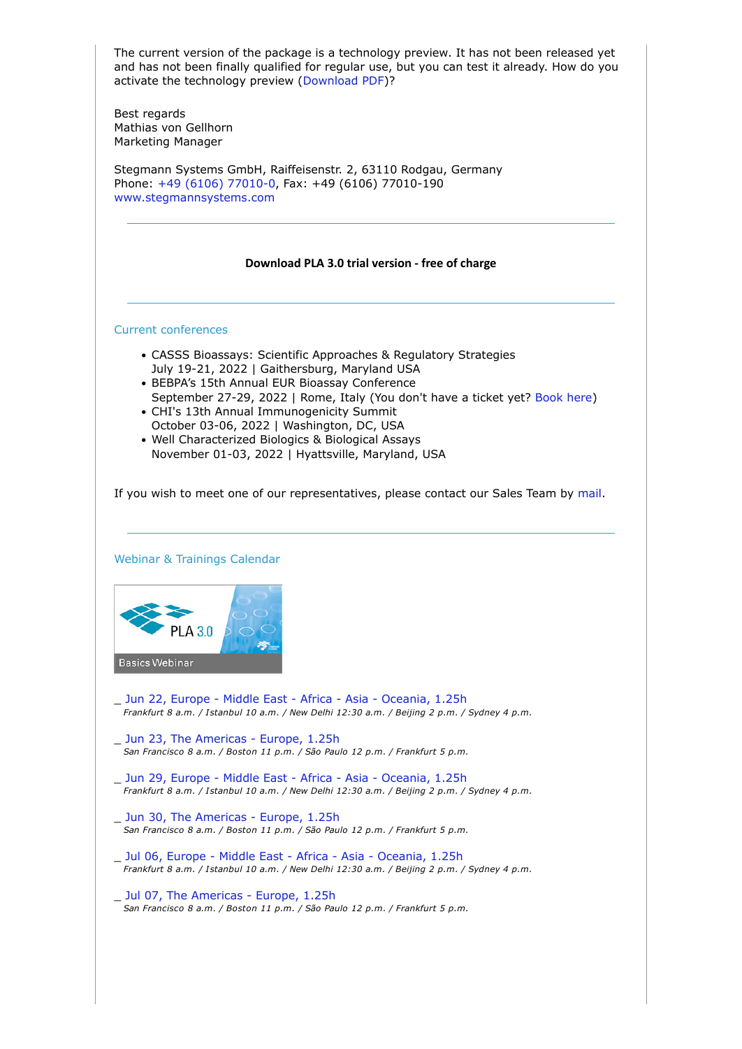The current version of the package is a technology preview. It has not been released yet and has not been finally qualified for regular use, but you can test it already. How do you activate the technology preview (Download PDF)?

Best regards
Mathias von Gellhorn
Marketing Manager

Stegmann Systems GmbH, Raiffeisenstr. 2, 63110 Rodgau, Germany
Phone: +49 (6106) 77010-0, Fax: +49 (6106) 77010-190
www.stegmannsystems.com

---

**Download PLA 3.0 trial version - free of charge**

---

## Current conferences

- CASSS Bioassays: Scientific Approaches & Regulatory Strategies
  July 19-21, 2022 | Gaithersburg, Maryland USA
- BEBPA's 15th Annual EUR Bioassay Conference
  September 27-29, 2022 | Rome, Italy (You don't have a ticket yet? Book here)
- CHI's 13th Annual Immunogenicity Summit
  October 03-06, 2022 | Washington, DC, USA
- Well Characterized Biologics & Biological Assays
  November 01-03, 2022 | Hyattsville, Maryland, USA

If you wish to meet one of our representatives, please contact our Sales Team by mail.

---

## Webinar & Trainings Calendar

PLA 3.0
Basics Webinar

_ Jun 22, Europe - Middle East - Africa - Asia - Oceania, 1.25h
*Frankfurt 8 a.m. / Istanbul 10 a.m. / New Delhi 12:30 a.m. / Beijing 2 p.m. / Sydney 4 p.m.*

_ Jun 23, The Americas - Europe, 1.25h
*San Francisco 8 a.m. / Boston 11 p.m. / São Paulo 12 p.m. / Frankfurt 5 p.m.*

_ Jun 29, Europe - Middle East - Africa - Asia - Oceania, 1.25h
*Frankfurt 8 a.m. / Istanbul 10 a.m. / New Delhi 12:30 a.m. / Beijing 2 p.m. / Sydney 4 p.m.*

_ Jun 30, The Americas - Europe, 1.25h
*San Francisco 8 a.m. / Boston 11 p.m. / São Paulo 12 p.m. / Frankfurt 5 p.m.*

_ Jul 06, Europe - Middle East - Africa - Asia - Oceania, 1.25h
*Frankfurt 8 a.m. / Istanbul 10 a.m. / New Delhi 12:30 a.m. / Beijing 2 p.m. / Sydney 4 p.m.*

_ Jul 07, The Americas - Europe, 1.25h
*San Francisco 8 a.m. / Boston 11 p.m. / São Paulo 12 p.m. / Frankfurt 5 p.m.*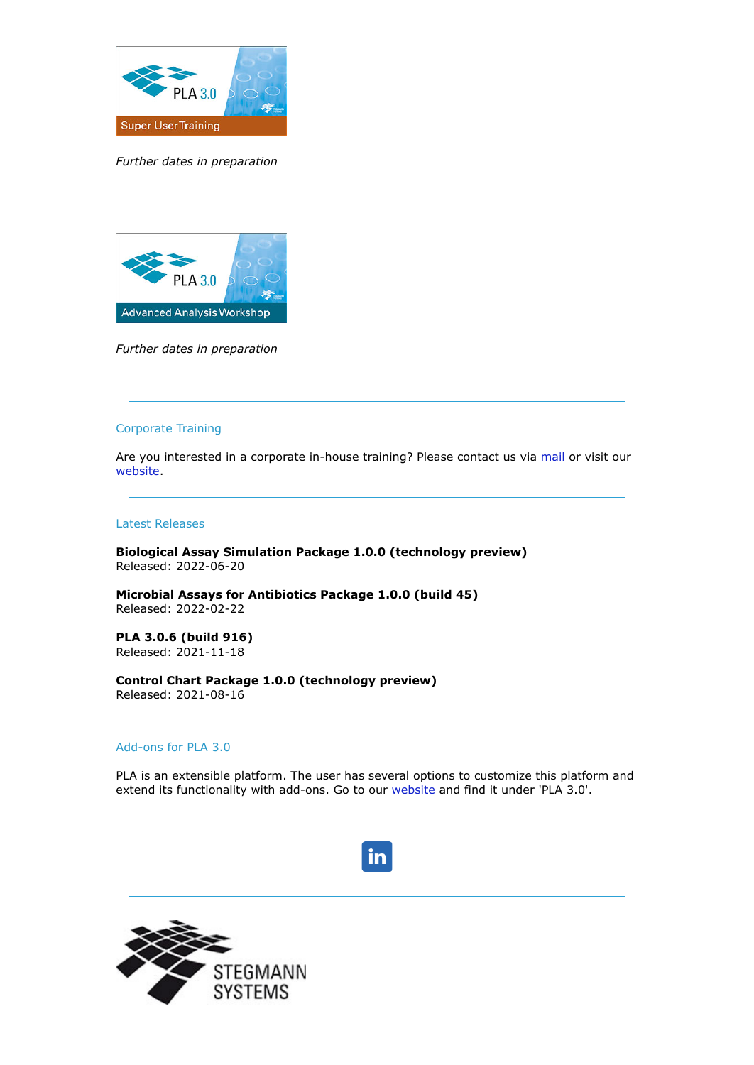*Further dates in preparation*

*Further dates in preparation*

---

## Corporate Training

Are you interested in a corporate in-house training? Please contact us via mail or visit our website.

---

## Latest Releases

**Biological Assay Simulation Package 1.0.0 (technology preview)**
Released: 2022-06-20

**Microbial Assays for Antibiotics Package 1.0.0 (build 45)**
Released: 2022-02-22

**PLA 3.0.6 (build 916)**
Released: 2021-11-18

**Control Chart Package 1.0.0 (technology preview)**
Released: 2021-08-16

---

## Add-ons for PLA 3.0

PLA is an extensible platform. The user has several options to customize this platform and extend its functionality with add-ons. Go to our website and find it under 'PLA 3.0'.

---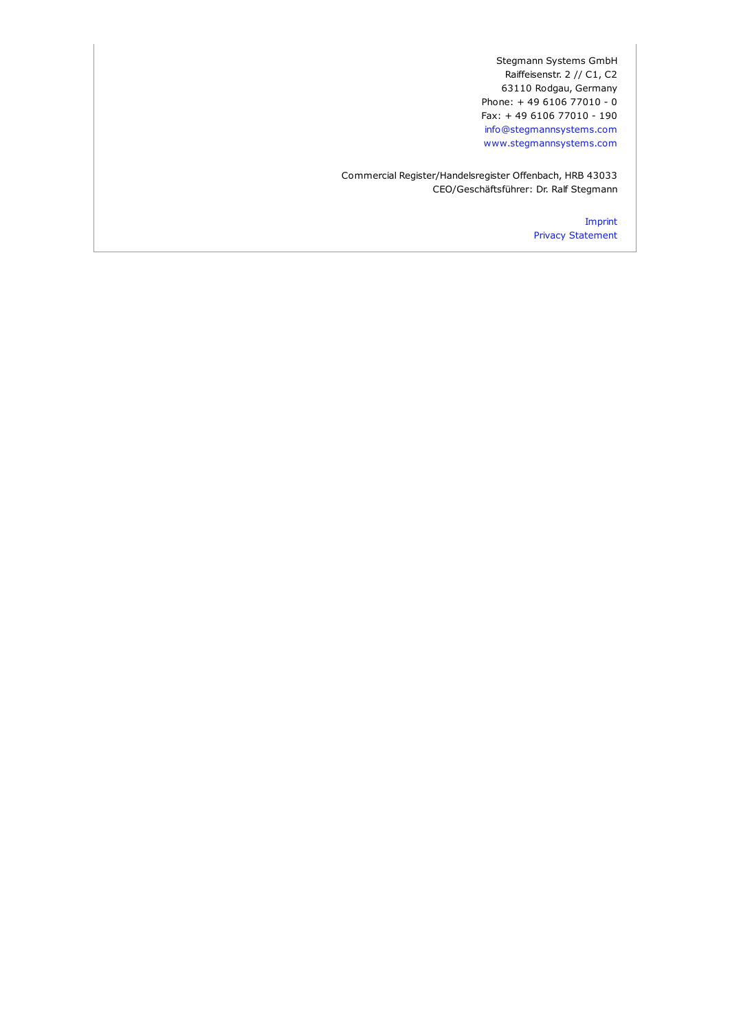Stegmann Systems GmbH
Raiffeisenstr. 2 // C1, C2
63110 Rodgau, Germany
Phone: + 49 6106 77010 - 0
Fax: + 49 6106 77010 - 190
info@stegmannsystems.com
www.stegmannsystems.com

Commercial Register/Handelsregister Offenbach, HRB 43033
CEO/Geschäftsführer: Dr. Ralf Stegmann

Imprint
Privacy Statement